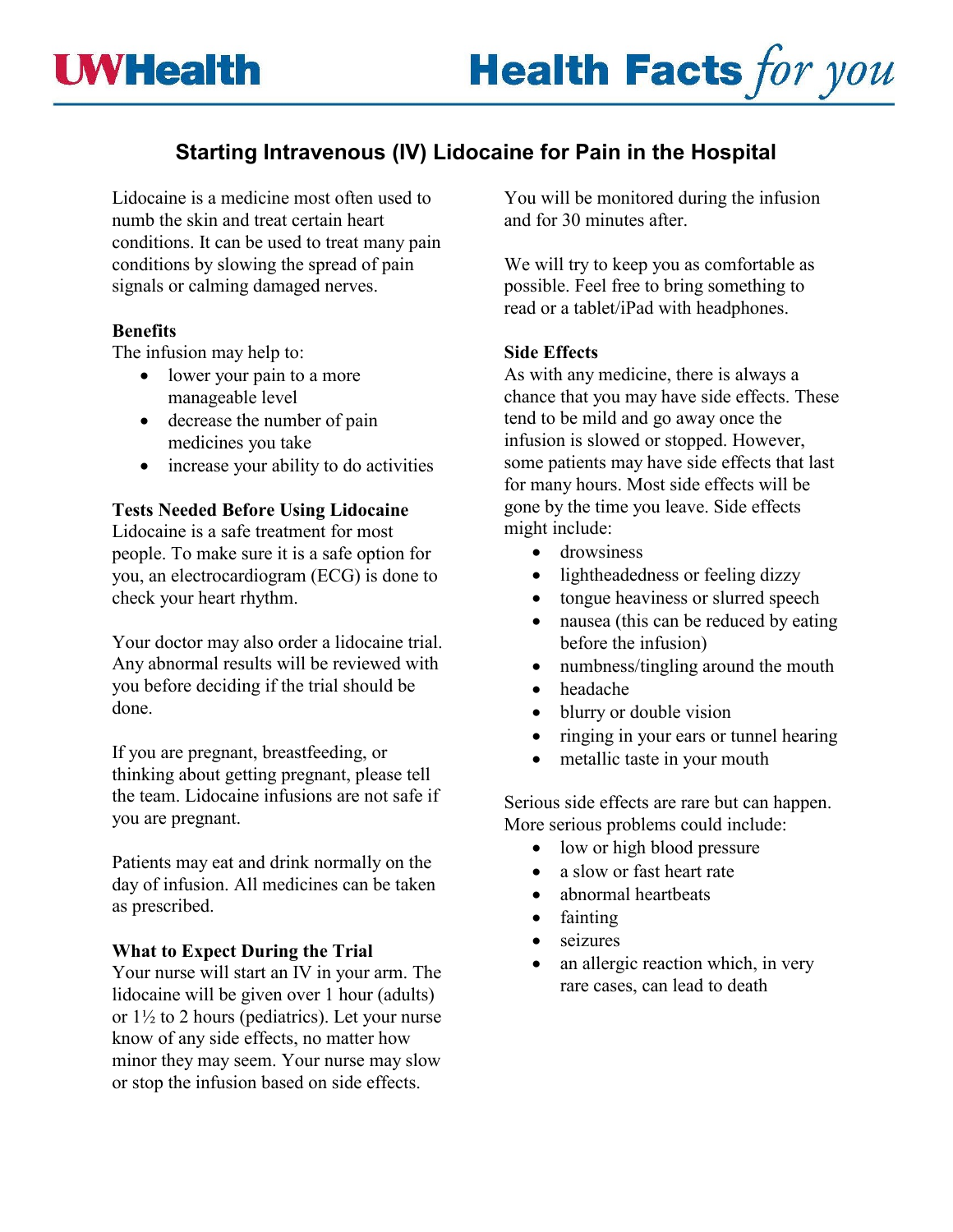# Starting Intravenous (IV) Lidocaine for Pain in the Hospital

Lidocaine is a medicine most often used to numb the skin and treat certain heart conditions. It can be used to treat many pain conditions by slowing the spread of pain signals or calming damaged nerves.

**Benefits**

The infusion may help to:

- lower your pain to a more manageable level
- decrease the number of pain medicines you take
- increase your ability to do activities

**Tests Needed Before Using Lidocaine**

Lidocaine is a safe treatment for most people. To make sure it is a safe option for you, an electrocardiogram (ECG) is done to check your heart rhythm.

Your doctor may also order a lidocaine trial. Any abnormal results will be reviewed with you before deciding if the trial should be done.

If you are pregnant, breastfeeding, or thinking about getting pregnant, please tell the team. Lidocaine infusions are not safe if you are pregnant.

Patients may eat and drink normally on the day of infusion. All medicines can be taken as prescribed.

**What to Expect During the Trial**

Your nurse will start an IV in your arm. The lidocaine will be given over 1 hour (adults) or 1½ to 2 hours (pediatrics). Let your nurse know of any side effects, no matter how minor they may seem. Your nurse may slow or stop the infusion based on side effects.

You will be monitored during the infusion and for 30 minutes after.

We will try to keep you as comfortable as possible. Feel free to bring something to read or a tablet/iPad with headphones.

**Side Effects**

As with any medicine, there is always a chance that you may have side effects. These tend to be mild and go away once the infusion is slowed or stopped. However, some patients may have side effects that last for many hours. Most side effects will be gone by the time you leave. Side effects might include:

- drowsiness
- lightheadedness or feeling dizzy
- tongue heaviness or slurred speech
- nausea (this can be reduced by eating before the infusion)
- numbness/tingling around the mouth
- headache
- blurry or double vision
- ringing in your ears or tunnel hearing
- metallic taste in your mouth

Serious side effects are rare but can happen. More serious problems could include:

- low or high blood pressure
- a slow or fast heart rate
- abnormal heartbeats
- fainting
- seizures
- an allergic reaction which, in very rare cases, can lead to death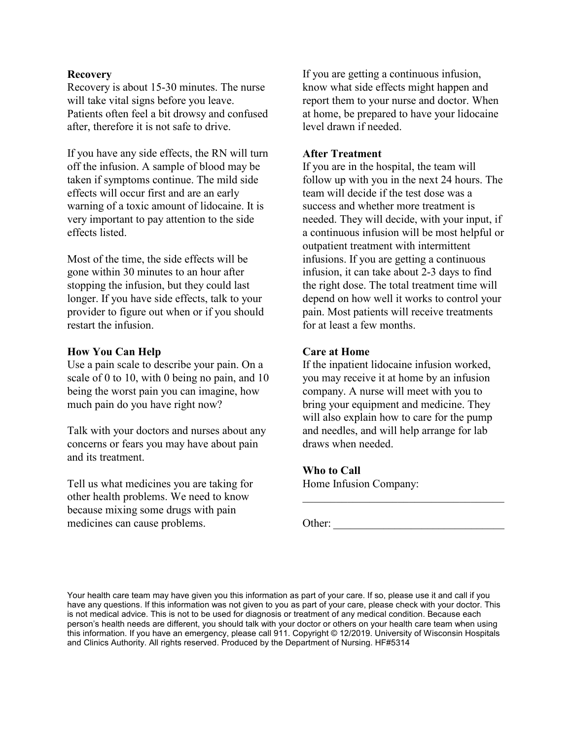**Recovery**

Recovery is about 15-30 minutes. The nurse will take vital signs before you leave. Patients often feel a bit drowsy and confused after, therefore it is not safe to drive.

If you have any side effects, the RN will turn off the infusion. A sample of blood may be taken if symptoms continue. The mild side effects will occur first and are an early warning of a toxic amount of lidocaine. It is very important to pay attention to the side effects listed.

Most of the time, the side effects will be gone within 30 minutes to an hour after stopping the infusion, but they could last longer. If you have side effects, talk to your provider to figure out when or if you should restart the infusion.

**How You Can Help**

Use a pain scale to describe your pain. On a scale of 0 to 10, with 0 being no pain, and 10 being the worst pain you can imagine, how much pain do you have right now?

Talk with your doctors and nurses about any concerns or fears you may have about pain and its treatment.

Tell us what medicines you are taking for other health problems. We need to know because mixing some drugs with pain medicines can cause problems.

If you are getting a continuous infusion, know what side effects might happen and report them to your nurse and doctor. When at home, be prepared to have your lidocaine level drawn if needed.

**After Treatment**

If you are in the hospital, the team will follow up with you in the next 24 hours. The team will decide if the test dose was a success and whether more treatment is needed. They will decide, with your input, if a continuous infusion will be most helpful or outpatient treatment with intermittent infusions. If you are getting a continuous infusion, it can take about 2-3 days to find the right dose. The total treatment time will depend on how well it works to control your pain. Most patients will receive treatments for at least a few months.

**Care at Home**

If the inpatient lidocaine infusion worked, you may receive it at home by an infusion company. A nurse will meet with you to bring your equipment and medicine. They will also explain how to care for the pump and needles, and will help arrange for lab draws when needed.

**Who to Call**

Home Infusion Company:

____________________________________

Other: ______________________________

Your health care team may have given you this information as part of your care. If so, please use it and call if you have any questions. If this information was not given to you as part of your care, please check with your doctor. This is not medical advice. This is not to be used for diagnosis or treatment of any medical condition. Because each person's health needs are different, you should talk with your doctor or others on your health care team when using this information. If you have an emergency, please call 911. Copyright © 12/2019. University of Wisconsin Hospitals and Clinics Authority. All rights reserved. Produced by the Department of Nursing. HF#5314